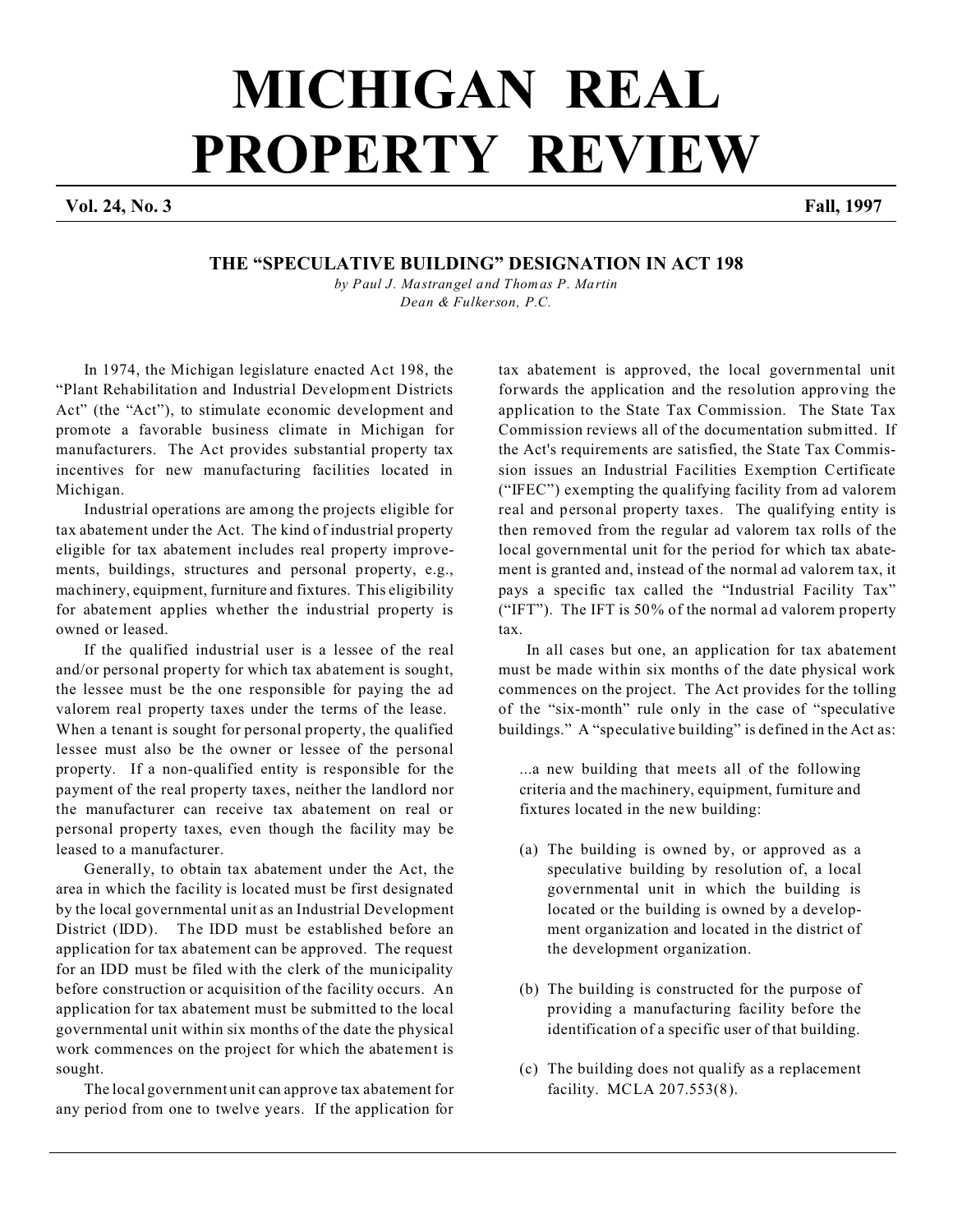# MICHIGAN REAL PROPERTY REVIEW

**Vol. 24, No. 3** **Fall, 1997**

## THE "SPECULATIVE BUILDING" DESIGNATION IN ACT 198

*by Paul J. Mastrangel and Thomas P. Martin*
*Dean & Fulkerson, P.C.*

In 1974, the Michigan legislature enacted Act 198, the "Plant Rehabilitation and Industrial Development Districts Act" (the "Act"), to stimulate economic development and promote a favorable business climate in Michigan for manufacturers. The Act provides substantial property tax incentives for new manufacturing facilities located in Michigan.

Industrial operations are among the projects eligible for tax abatement under the Act. The kind of industrial property eligible for tax abatement includes real property improvements, buildings, structures and personal property, e.g., machinery, equipment, furniture and fixtures. This eligibility for abatement applies whether the industrial property is owned or leased.

If the qualified industrial user is a lessee of the real and/or personal property for which tax abatement is sought, the lessee must be the one responsible for paying the ad valorem real property taxes under the terms of the lease. When a tenant is sought for personal property, the qualified lessee must also be the owner or lessee of the personal property. If a non-qualified entity is responsible for the payment of the real property taxes, neither the landlord nor the manufacturer can receive tax abatement on real or personal property taxes, even though the facility may be leased to a manufacturer.

Generally, to obtain tax abatement under the Act, the area in which the facility is located must be first designated by the local governmental unit as an Industrial Development District (IDD). The IDD must be established before an application for tax abatement can be approved. The request for an IDD must be filed with the clerk of the municipality before construction or acquisition of the facility occurs. An application for tax abatement must be submitted to the local governmental unit within six months of the date the physical work commences on the project for which the abatement is sought.

The local government unit can approve tax abatement for any period from one to twelve years. If the application for tax abatement is approved, the local governmental unit forwards the application and the resolution approving the application to the State Tax Commission. The State Tax Commission reviews all of the documentation submitted. If the Act's requirements are satisfied, the State Tax Commission issues an Industrial Facilities Exemption Certificate ("IFEC") exempting the qualifying facility from ad valorem real and personal property taxes. The qualifying entity is then removed from the regular ad valorem tax rolls of the local governmental unit for the period for which tax abatement is granted and, instead of the normal ad valorem tax, it pays a specific tax called the "Industrial Facility Tax" ("IFT"). The IFT is 50% of the normal ad valorem property tax.

In all cases but one, an application for tax abatement must be made within six months of the date physical work commences on the project. The Act provides for the tolling of the "six-month" rule only in the case of "speculative buildings." A "speculative building" is defined in the Act as:

> ...a new building that meets all of the following criteria and the machinery, equipment, furniture and fixtures located in the new building:
>
> (a) The building is owned by, or approved as a speculative building by resolution of, a local governmental unit in which the building is located or the building is owned by a development organization and located in the district of the development organization.
>
> (b) The building is constructed for the purpose of providing a manufacturing facility before the identification of a specific user of that building.
>
> (c) The building does not qualify as a replacement facility. MCLA 207.553(8).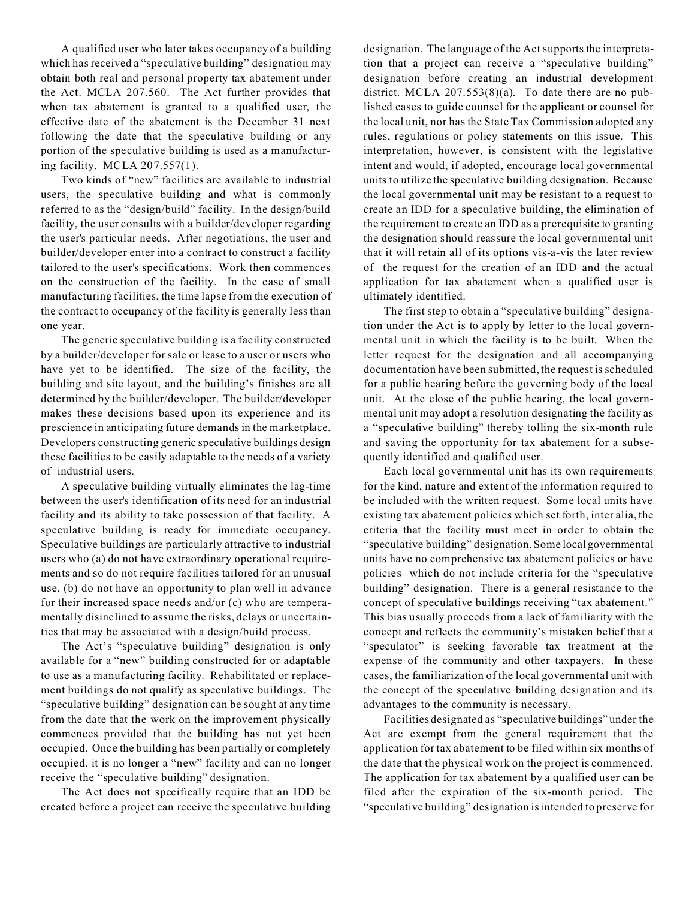A qualified user who later takes occupancy of a building which has received a "speculative building" designation may obtain both real and personal property tax abatement under the Act. MCLA 207.560. The Act further provides that when tax abatement is granted to a qualified user, the effective date of the abatement is the December 31 next following the date that the speculative building or any portion of the speculative building is used as a manufacturing facility. MCLA 207.557(1).

Two kinds of "new" facilities are available to industrial users, the speculative building and what is commonly referred to as the "design/build" facility. In the design/build facility, the user consults with a builder/developer regarding the user's particular needs. After negotiations, the user and builder/developer enter into a contract to construct a facility tailored to the user's specifications. Work then commences on the construction of the facility. In the case of small manufacturing facilities, the time lapse from the execution of the contract to occupancy of the facility is generally less than one year.

The generic speculative building is a facility constructed by a builder/developer for sale or lease to a user or users who have yet to be identified. The size of the facility, the building and site layout, and the building's finishes are all determined by the builder/developer. The builder/developer makes these decisions based upon its experience and its prescience in anticipating future demands in the marketplace. Developers constructing generic speculative buildings design these facilities to be easily adaptable to the needs of a variety of industrial users.

A speculative building virtually eliminates the lag-time between the user's identification of its need for an industrial facility and its ability to take possession of that facility. A speculative building is ready for immediate occupancy. Speculative buildings are particularly attractive to industrial users who (a) do not have extraordinary operational requirements and so do not require facilities tailored for an unusual use, (b) do not have an opportunity to plan well in advance for their increased space needs and/or (c) who are temperamentally disinclined to assume the risks, delays or uncertainties that may be associated with a design/build process.

The Act's "speculative building" designation is only available for a "new" building constructed for or adaptable to use as a manufacturing facility. Rehabilitated or replacement buildings do not qualify as speculative buildings. The "speculative building" designation can be sought at any time from the date that the work on the improvement physically commences provided that the building has not yet been occupied. Once the building has been partially or completely occupied, it is no longer a "new" facility and can no longer receive the "speculative building" designation.

The Act does not specifically require that an IDD be created before a project can receive the speculative building designation. The language of the Act supports the interpretation that a project can receive a "speculative building" designation before creating an industrial development district. MCLA 207.553(8)(a). To date there are no published cases to guide counsel for the applicant or counsel for the local unit, nor has the State Tax Commission adopted any rules, regulations or policy statements on this issue. This interpretation, however, is consistent with the legislative intent and would, if adopted, encourage local governmental units to utilize the speculative building designation. Because the local governmental unit may be resistant to a request to create an IDD for a speculative building, the elimination of the requirement to create an IDD as a prerequisite to granting the designation should reassure the local governmental unit that it will retain all of its options vis-a-vis the later review of the request for the creation of an IDD and the actual application for tax abatement when a qualified user is ultimately identified.

The first step to obtain a "speculative building" designation under the Act is to apply by letter to the local governmental unit in which the facility is to be built. When the letter request for the designation and all accompanying documentation have been submitted, the request is scheduled for a public hearing before the governing body of the local unit. At the close of the public hearing, the local governmental unit may adopt a resolution designating the facility as a "speculative building" thereby tolling the six-month rule and saving the opportunity for tax abatement for a subsequently identified and qualified user.

Each local governmental unit has its own requirements for the kind, nature and extent of the information required to be included with the written request. Some local units have existing tax abatement policies which set forth, inter alia, the criteria that the facility must meet in order to obtain the "speculative building" designation. Some local governmental units have no comprehensive tax abatement policies or have policies which do not include criteria for the "speculative building" designation. There is a general resistance to the concept of speculative buildings receiving "tax abatement." This bias usually proceeds from a lack of familiarity with the concept and reflects the community's mistaken belief that a "speculator" is seeking favorable tax treatment at the expense of the community and other taxpayers. In these cases, the familiarization of the local governmental unit with the concept of the speculative building designation and its advantages to the community is necessary.

Facilities designated as "speculative buildings" under the Act are exempt from the general requirement that the application for tax abatement to be filed within six months of the date that the physical work on the project is commenced. The application for tax abatement by a qualified user can be filed after the expiration of the six-month period. The "speculative building" designation is intended to preserve for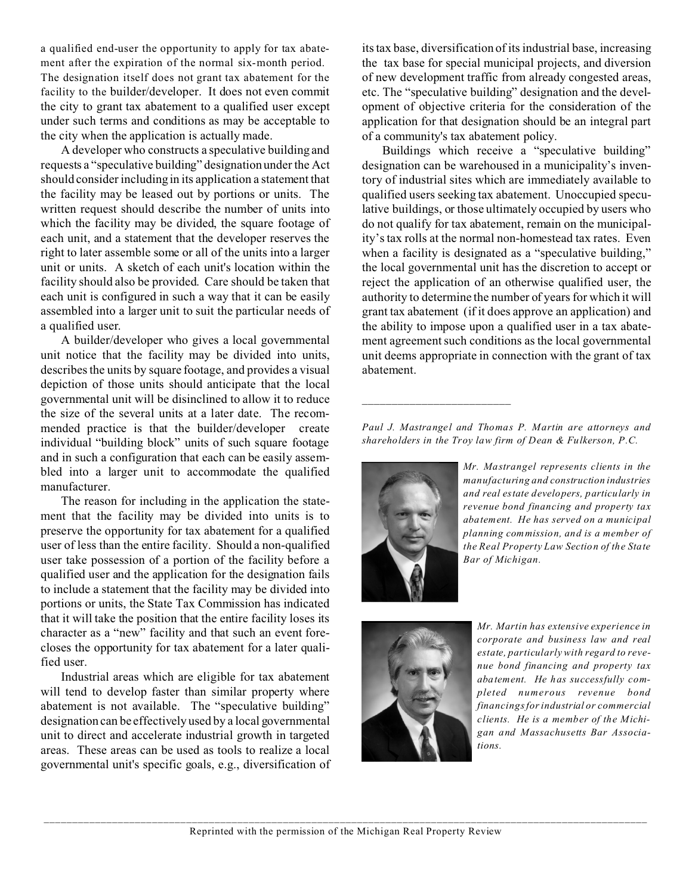a qualified end-user the opportunity to apply for tax abatement after the expiration of the normal six-month period. The designation itself does not grant tax abatement for the facility to the builder/developer. It does not even commit the city to grant tax abatement to a qualified user except under such terms and conditions as may be acceptable to the city when the application is actually made.

A developer who constructs a speculative building and requests a "speculative building" designation under the Act should consider including in its application a statement that the facility may be leased out by portions or units. The written request should describe the number of units into which the facility may be divided, the square footage of each unit, and a statement that the developer reserves the right to later assemble some or all of the units into a larger unit or units. A sketch of each unit's location within the facility should also be provided. Care should be taken that each unit is configured in such a way that it can be easily assembled into a larger unit to suit the particular needs of a qualified user.

A builder/developer who gives a local governmental unit notice that the facility may be divided into units, describes the units by square footage, and provides a visual depiction of those units should anticipate that the local governmental unit will be disinclined to allow it to reduce the size of the several units at a later date. The recommended practice is that the builder/developer create individual "building block" units of such square footage and in such a configuration that each can be easily assembled into a larger unit to accommodate the qualified manufacturer.

The reason for including in the application the statement that the facility may be divided into units is to preserve the opportunity for tax abatement for a qualified user of less than the entire facility. Should a non-qualified user take possession of a portion of the facility before a qualified user and the application for the designation fails to include a statement that the facility may be divided into portions or units, the State Tax Commission has indicated that it will take the position that the entire facility loses its character as a "new" facility and that such an event forecloses the opportunity for tax abatement for a later qualified user.

Industrial areas which are eligible for tax abatement will tend to develop faster than similar property where abatement is not available. The "speculative building" designation can be effectively used by a local governmental unit to direct and accelerate industrial growth in targeted areas. These areas can be used as tools to realize a local governmental unit's specific goals, e.g., diversification of its tax base, diversification of its industrial base, increasing the tax base for special municipal projects, and diversion of new development traffic from already congested areas, etc. The "speculative building" designation and the development of objective criteria for the consideration of the application for that designation should be an integral part of a community's tax abatement policy.

Buildings which receive a "speculative building" designation can be warehoused in a municipality's inventory of industrial sites which are immediately available to qualified users seeking tax abatement. Unoccupied speculative buildings, or those ultimately occupied by users who do not qualify for tax abatement, remain on the municipality's tax rolls at the normal non-homestead tax rates. Even when a facility is designated as a "speculative building," the local governmental unit has the discretion to accept or reject the application of an otherwise qualified user, the authority to determine the number of years for which it will grant tax abatement (if it does approve an application) and the ability to impose upon a qualified user in a tax abatement agreement such conditions as the local governmental unit deems appropriate in connection with the grant of tax abatement.

---

*Paul J. Mastrangel and Thomas P. Martin are attorneys and shareholders in the Troy law firm of Dean & Fulkerson, P.C.*

*Mr. Mastrangel represents clients in the manufacturing and construction industries and real estate developers, particularly in revenue bond financing and property tax abatement. He has served on a municipal planning commission, and is a member of the Real Property Law Section of the State Bar of Michigan.*

*Mr. Martin has extensive experience in corporate and business law and real estate, particularly with regard to revenue bond financing and property tax abatement. He has successfully completed numerous revenue bond financings for industrial or commercial clients. He is a member of the Michigan and Massachusetts Bar Associations.*

Reprinted with the permission of the Michigan Real Property Review